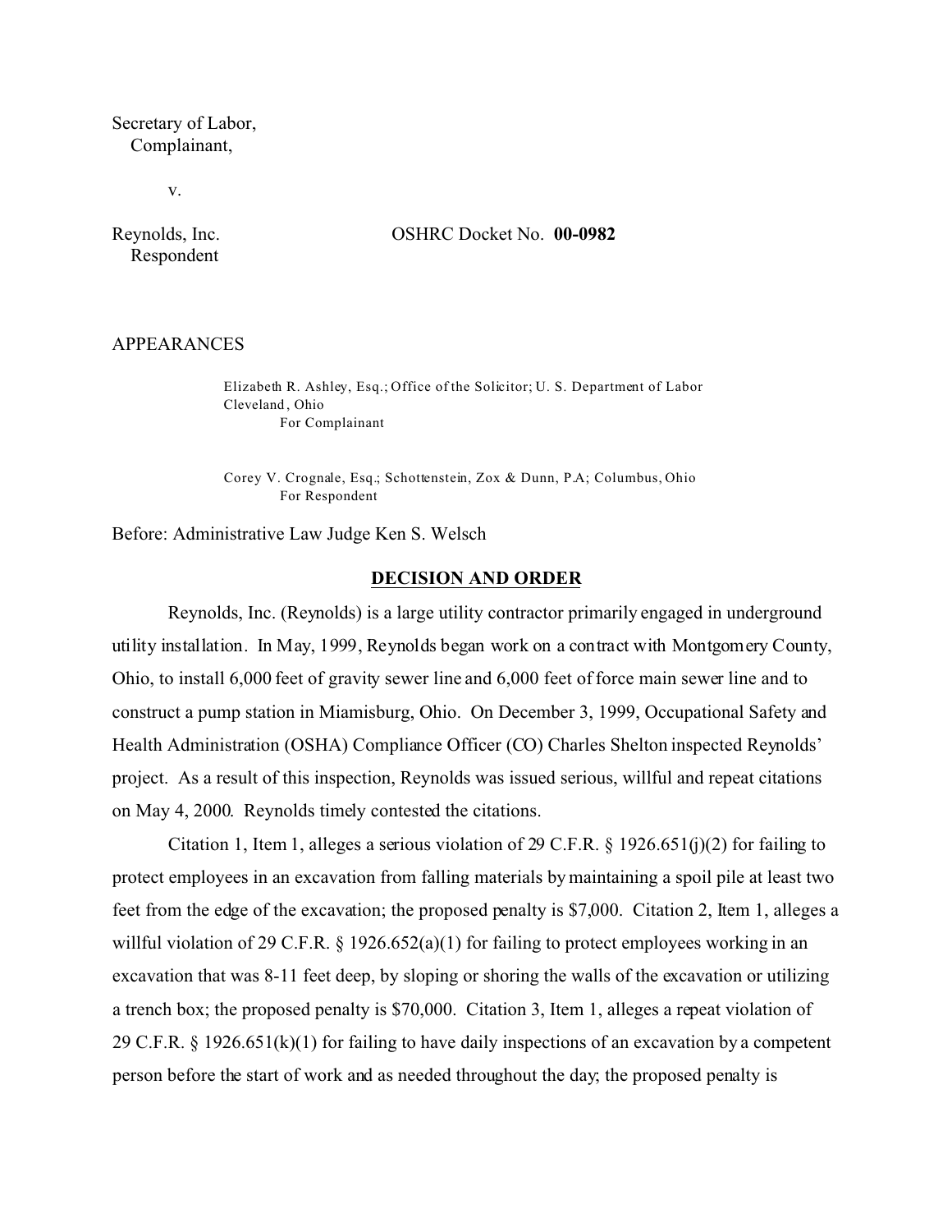Secretary of Labor,
Complainant,

v.

Reynolds, Inc.
Respondent

OSHRC Docket No. **00-0982**

APPEARANCES

Elizabeth R. Ashley, Esq.; Office of the Solicitor; U. S. Department of Labor
Cleveland, Ohio
For Complainant

Corey V. Crognale, Esq.; Schottenstein, Zox & Dunn, P.A; Columbus, Ohio
For Respondent

Before: Administrative Law Judge Ken S. Welsch

## DECISION AND ORDER

Reynolds, Inc. (Reynolds) is a large utility contractor primarily engaged in underground utility installation. In May, 1999, Reynolds began work on a contract with Montgomery County, Ohio, to install 6,000 feet of gravity sewer line and 6,000 feet of force main sewer line and to construct a pump station in Miamisburg, Ohio. On December 3, 1999, Occupational Safety and Health Administration (OSHA) Compliance Officer (CO) Charles Shelton inspected Reynolds' project. As a result of this inspection, Reynolds was issued serious, willful and repeat citations on May 4, 2000. Reynolds timely contested the citations.

Citation 1, Item 1, alleges a serious violation of 29 C.F.R. § 1926.651(j)(2) for failing to protect employees in an excavation from falling materials by maintaining a spoil pile at least two feet from the edge of the excavation; the proposed penalty is $7,000. Citation 2, Item 1, alleges a willful violation of 29 C.F.R. § 1926.652(a)(1) for failing to protect employees working in an excavation that was 8-11 feet deep, by sloping or shoring the walls of the excavation or utilizing a trench box; the proposed penalty is $70,000. Citation 3, Item 1, alleges a repeat violation of 29 C.F.R. § 1926.651(k)(1) for failing to have daily inspections of an excavation by a competent person before the start of work and as needed throughout the day; the proposed penalty is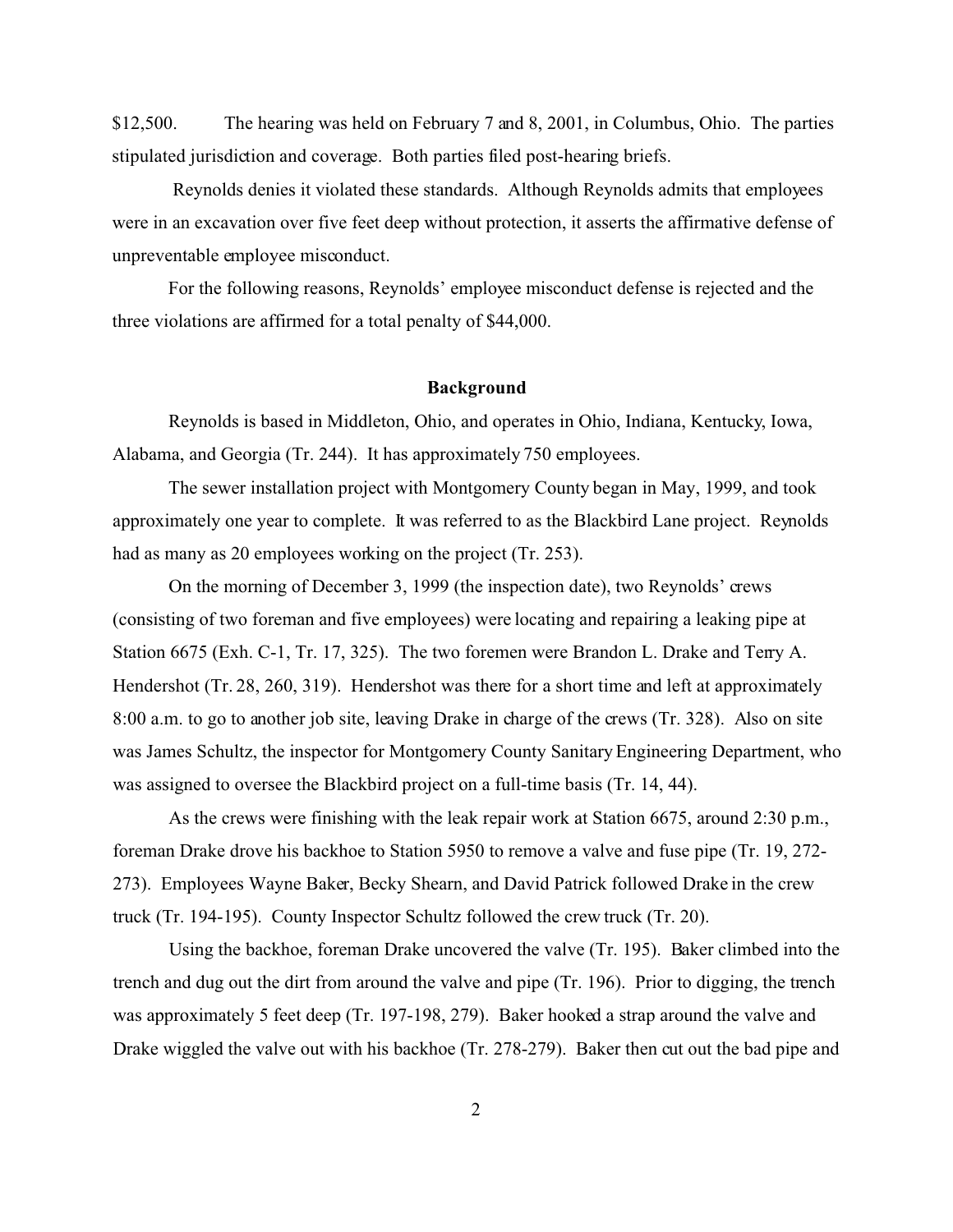$12,500. The hearing was held on February 7 and 8, 2001, in Columbus, Ohio. The parties stipulated jurisdiction and coverage. Both parties filed post-hearing briefs.

Reynolds denies it violated these standards. Although Reynolds admits that employees were in an excavation over five feet deep without protection, it asserts the affirmative defense of unpreventable employee misconduct.

For the following reasons, Reynolds' employee misconduct defense is rejected and the three violations are affirmed for a total penalty of $44,000.

**Background**

Reynolds is based in Middleton, Ohio, and operates in Ohio, Indiana, Kentucky, Iowa, Alabama, and Georgia (Tr. 244). It has approximately 750 employees.

The sewer installation project with Montgomery County began in May, 1999, and took approximately one year to complete. It was referred to as the Blackbird Lane project. Reynolds had as many as 20 employees working on the project (Tr. 253).

On the morning of December 3, 1999 (the inspection date), two Reynolds' crews (consisting of two foreman and five employees) were locating and repairing a leaking pipe at Station 6675 (Exh. C-1, Tr. 17, 325). The two foremen were Brandon L. Drake and Terry A. Hendershot (Tr. 28, 260, 319). Hendershot was there for a short time and left at approximately 8:00 a.m. to go to another job site, leaving Drake in charge of the crews (Tr. 328). Also on site was James Schultz, the inspector for Montgomery County Sanitary Engineering Department, who was assigned to oversee the Blackbird project on a full-time basis (Tr. 14, 44).

As the crews were finishing with the leak repair work at Station 6675, around 2:30 p.m., foreman Drake drove his backhoe to Station 5950 to remove a valve and fuse pipe (Tr. 19, 272-273). Employees Wayne Baker, Becky Shearn, and David Patrick followed Drake in the crew truck (Tr. 194-195). County Inspector Schultz followed the crew truck (Tr. 20).

Using the backhoe, foreman Drake uncovered the valve (Tr. 195). Baker climbed into the trench and dug out the dirt from around the valve and pipe (Tr. 196). Prior to digging, the trench was approximately 5 feet deep (Tr. 197-198, 279). Baker hooked a strap around the valve and Drake wiggled the valve out with his backhoe (Tr. 278-279). Baker then cut out the bad pipe and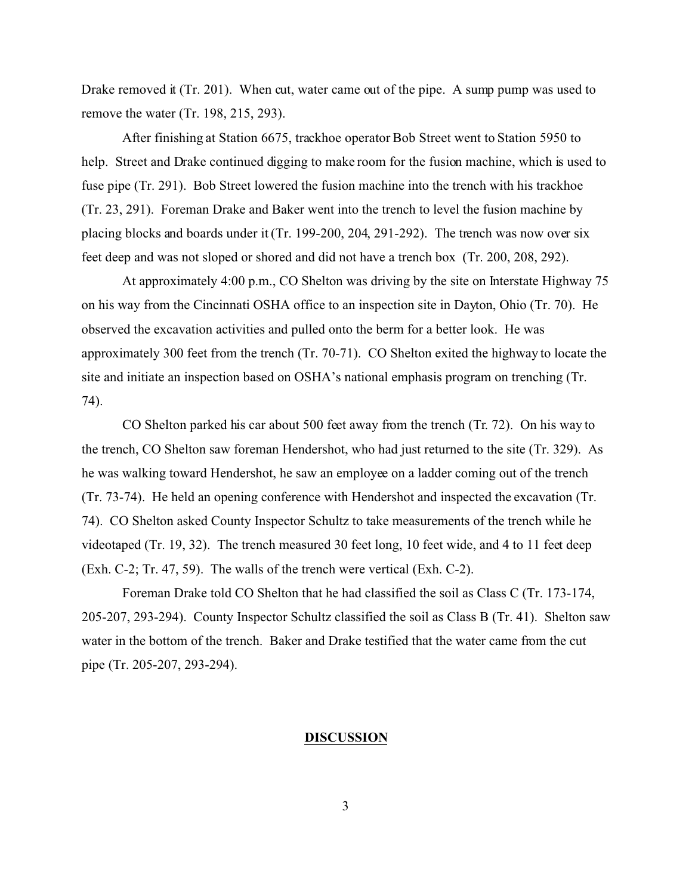Drake removed it (Tr. 201). When cut, water came out of the pipe. A sump pump was used to remove the water (Tr. 198, 215, 293).

After finishing at Station 6675, trackhoe operator Bob Street went to Station 5950 to help. Street and Drake continued digging to make room for the fusion machine, which is used to fuse pipe (Tr. 291). Bob Street lowered the fusion machine into the trench with his trackhoe (Tr. 23, 291). Foreman Drake and Baker went into the trench to level the fusion machine by placing blocks and boards under it (Tr. 199-200, 204, 291-292). The trench was now over six feet deep and was not sloped or shored and did not have a trench box (Tr. 200, 208, 292).

At approximately 4:00 p.m., CO Shelton was driving by the site on Interstate Highway 75 on his way from the Cincinnati OSHA office to an inspection site in Dayton, Ohio (Tr. 70). He observed the excavation activities and pulled onto the berm for a better look. He was approximately 300 feet from the trench (Tr. 70-71). CO Shelton exited the highway to locate the site and initiate an inspection based on OSHA's national emphasis program on trenching (Tr. 74).

CO Shelton parked his car about 500 feet away from the trench (Tr. 72). On his way to the trench, CO Shelton saw foreman Hendershot, who had just returned to the site (Tr. 329). As he was walking toward Hendershot, he saw an employee on a ladder coming out of the trench (Tr. 73-74). He held an opening conference with Hendershot and inspected the excavation (Tr. 74). CO Shelton asked County Inspector Schultz to take measurements of the trench while he videotaped (Tr. 19, 32). The trench measured 30 feet long, 10 feet wide, and 4 to 11 feet deep (Exh. C-2; Tr. 47, 59). The walls of the trench were vertical (Exh. C-2).

Foreman Drake told CO Shelton that he had classified the soil as Class C (Tr. 173-174, 205-207, 293-294). County Inspector Schultz classified the soil as Class B (Tr. 41). Shelton saw water in the bottom of the trench. Baker and Drake testified that the water came from the cut pipe (Tr. 205-207, 293-294).

## DISCUSSION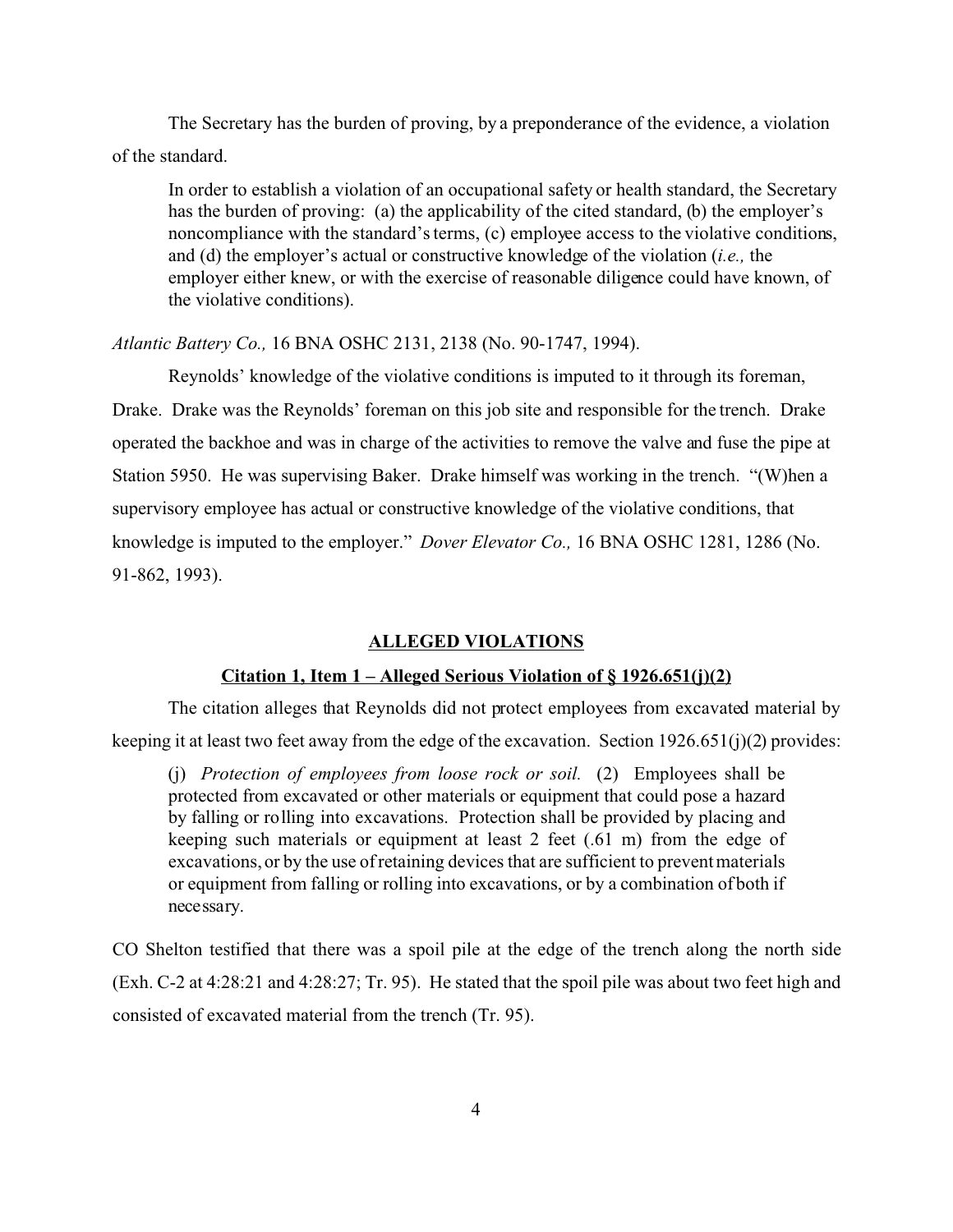The Secretary has the burden of proving, by a preponderance of the evidence, a violation of the standard.

> In order to establish a violation of an occupational safety or health standard, the Secretary has the burden of proving: (a) the applicability of the cited standard, (b) the employer's noncompliance with the standard's terms, (c) employee access to the violative conditions, and (d) the employer's actual or constructive knowledge of the violation (*i.e.,* the employer either knew, or with the exercise of reasonable diligence could have known, of the violative conditions).

*Atlantic Battery Co.,* 16 BNA OSHC 2131, 2138 (No. 90-1747, 1994).

Reynolds' knowledge of the violative conditions is imputed to it through its foreman, Drake. Drake was the Reynolds' foreman on this job site and responsible for the trench. Drake operated the backhoe and was in charge of the activities to remove the valve and fuse the pipe at Station 5950. He was supervising Baker. Drake himself was working in the trench. "(W)hen a supervisory employee has actual or constructive knowledge of the violative conditions, that knowledge is imputed to the employer." *Dover Elevator Co.,* 16 BNA OSHC 1281, 1286 (No. 91-862, 1993).

## ALLEGED VIOLATIONS

### Citation 1, Item 1 – Alleged Serious Violation of § 1926.651(j)(2)

The citation alleges that Reynolds did not protect employees from excavated material by keeping it at least two feet away from the edge of the excavation. Section 1926.651(j)(2) provides:

> (j) *Protection of employees from loose rock or soil.* (2) Employees shall be protected from excavated or other materials or equipment that could pose a hazard by falling or rolling into excavations. Protection shall be provided by placing and keeping such materials or equipment at least 2 feet (.61 m) from the edge of excavations, or by the use of retaining devices that are sufficient to prevent materials or equipment from falling or rolling into excavations, or by a combination of both if necessary.

CO Shelton testified that there was a spoil pile at the edge of the trench along the north side (Exh. C-2 at 4:28:21 and 4:28:27; Tr. 95). He stated that the spoil pile was about two feet high and consisted of excavated material from the trench (Tr. 95).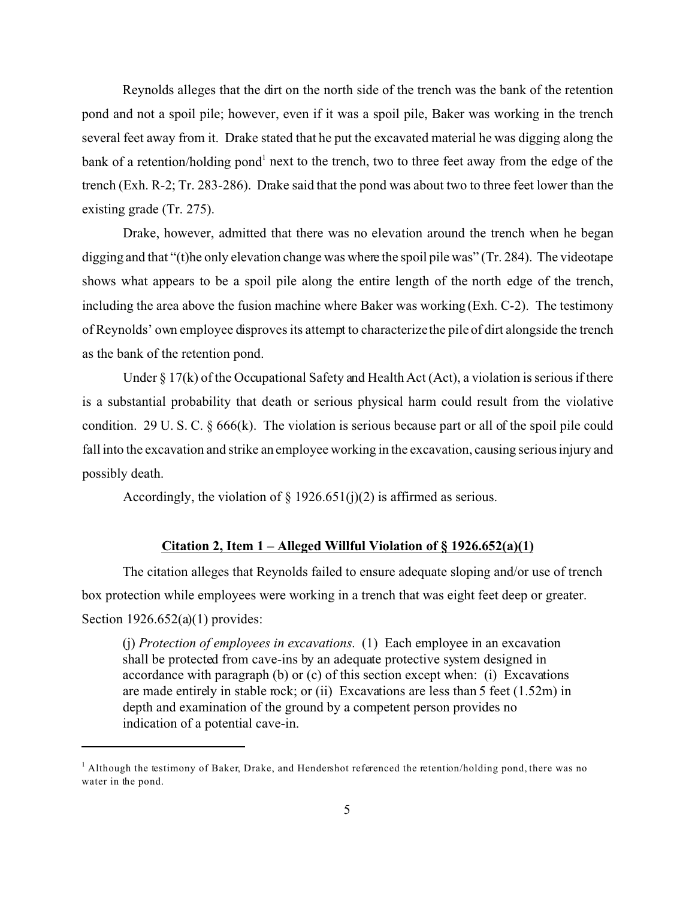Reynolds alleges that the dirt on the north side of the trench was the bank of the retention pond and not a spoil pile; however, even if it was a spoil pile, Baker was working in the trench several feet away from it. Drake stated that he put the excavated material he was digging along the bank of a retention/holding pond[1] next to the trench, two to three feet away from the edge of the trench (Exh. R-2; Tr. 283-286). Drake said that the pond was about two to three feet lower than the existing grade (Tr. 275).

Drake, however, admitted that there was no elevation around the trench when he began digging and that "(t)he only elevation change was where the spoil pile was" (Tr. 284). The videotape shows what appears to be a spoil pile along the entire length of the north edge of the trench, including the area above the fusion machine where Baker was working (Exh. C-2). The testimony of Reynolds' own employee disproves its attempt to characterize the pile of dirt alongside the trench as the bank of the retention pond.

Under § 17(k) of the Occupational Safety and Health Act (Act), a violation is serious if there is a substantial probability that death or serious physical harm could result from the violative condition. 29 U. S. C. § 666(k). The violation is serious because part or all of the spoil pile could fall into the excavation and strike an employee working in the excavation, causing serious injury and possibly death.

Accordingly, the violation of § 1926.651(j)(2) is affirmed as serious.

**Citation 2, Item 1 – Alleged Willful Violation of § 1926.652(a)(1)**

The citation alleges that Reynolds failed to ensure adequate sloping and/or use of trench box protection while employees were working in a trench that was eight feet deep or greater. Section 1926.652(a)(1) provides:

> (j) *Protection of employees in excavations*. (1) Each employee in an excavation shall be protected from cave-ins by an adequate protective system designed in accordance with paragraph (b) or (c) of this section except when: (i) Excavations are made entirely in stable rock; or (ii) Excavations are less than 5 feet (1.52m) in depth and examination of the ground by a competent person provides no indication of a potential cave-in.

---

[1] Although the testimony of Baker, Drake, and Hendershot referenced the retention/holding pond, there was no water in the pond.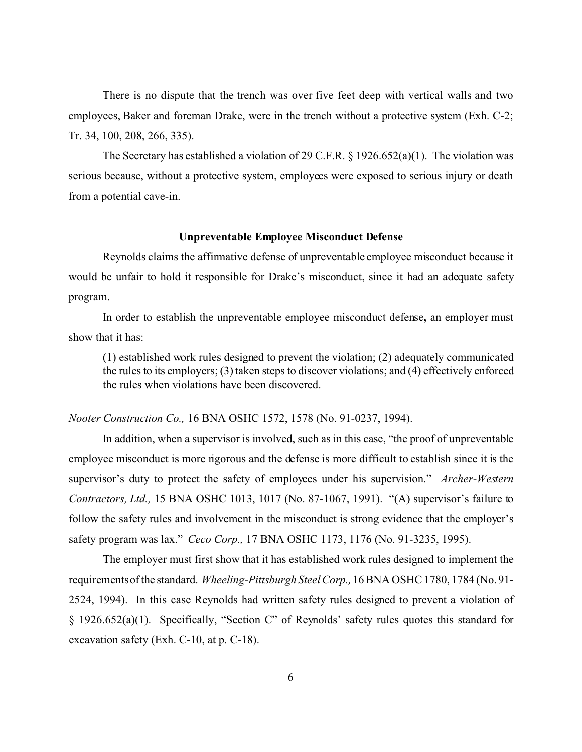There is no dispute that the trench was over five feet deep with vertical walls and two employees, Baker and foreman Drake, were in the trench without a protective system (Exh. C-2; Tr. 34, 100, 208, 266, 335).

The Secretary has established a violation of 29 C.F.R. § 1926.652(a)(1). The violation was serious because, without a protective system, employees were exposed to serious injury or death from a potential cave-in.

### Unpreventable Employee Misconduct Defense

Reynolds claims the affirmative defense of unpreventable employee misconduct because it would be unfair to hold it responsible for Drake's misconduct, since it had an adequate safety program.

In order to establish the unpreventable employee misconduct defense**,** an employer must show that it has:

> (1) established work rules designed to prevent the violation; (2) adequately communicated the rules to its employers; (3) taken steps to discover violations; and (4) effectively enforced the rules when violations have been discovered.

*Nooter Construction Co.,* 16 BNA OSHC 1572, 1578 (No. 91-0237, 1994).

In addition, when a supervisor is involved, such as in this case, "the proof of unpreventable employee misconduct is more rigorous and the defense is more difficult to establish since it is the supervisor's duty to protect the safety of employees under his supervision." *Archer-Western Contractors, Ltd.,* 15 BNA OSHC 1013, 1017 (No. 87-1067, 1991). "(A) supervisor's failure to follow the safety rules and involvement in the misconduct is strong evidence that the employer's safety program was lax." *Ceco Corp.,* 17 BNA OSHC 1173, 1176 (No. 91-3235, 1995).

The employer must first show that it has established work rules designed to implement the requirements of the standard. *Wheeling-Pittsburgh Steel Corp.,* 16 BNA OSHC 1780, 1784 (No. 91-2524, 1994). In this case Reynolds had written safety rules designed to prevent a violation of § 1926.652(a)(1). Specifically, "Section C" of Reynolds' safety rules quotes this standard for excavation safety (Exh. C-10, at p. C-18).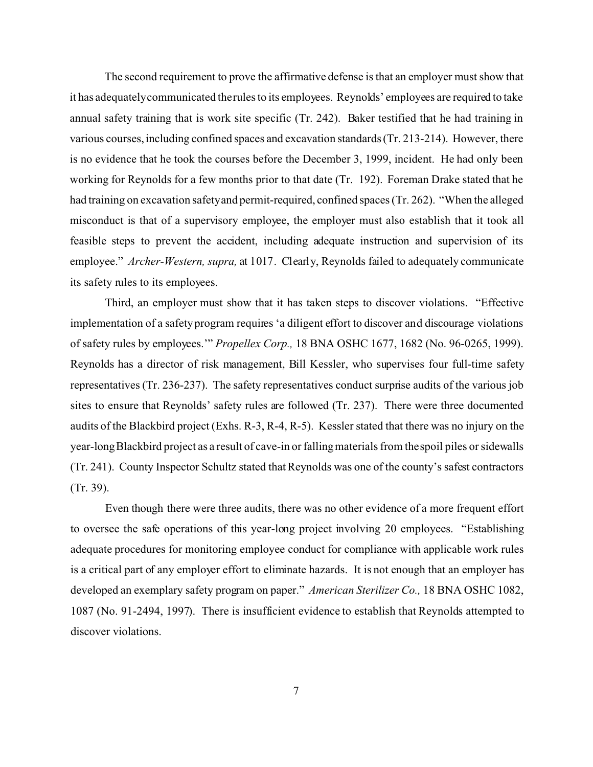The second requirement to prove the affirmative defense is that an employer must show that it has adequately communicated the rules to its employees. Reynolds' employees are required to take annual safety training that is work site specific (Tr. 242). Baker testified that he had training in various courses, including confined spaces and excavation standards (Tr. 213-214). However, there is no evidence that he took the courses before the December 3, 1999, incident. He had only been working for Reynolds for a few months prior to that date (Tr. 192). Foreman Drake stated that he had training on excavation safety and permit-required, confined spaces (Tr. 262). "When the alleged misconduct is that of a supervisory employee, the employer must also establish that it took all feasible steps to prevent the accident, including adequate instruction and supervision of its employee." *Archer-Western, supra,* at 1017. Clearly, Reynolds failed to adequately communicate its safety rules to its employees.

Third, an employer must show that it has taken steps to discover violations. "Effective implementation of a safety program requires 'a diligent effort to discover and discourage violations of safety rules by employees.'" *Propellex Corp.,* 18 BNA OSHC 1677, 1682 (No. 96-0265, 1999). Reynolds has a director of risk management, Bill Kessler, who supervises four full-time safety representatives (Tr. 236-237). The safety representatives conduct surprise audits of the various job sites to ensure that Reynolds' safety rules are followed (Tr. 237). There were three documented audits of the Blackbird project (Exhs. R-3, R-4, R-5). Kessler stated that there was no injury on the year-long Blackbird project as a result of cave-in or falling materials from the spoil piles or sidewalls (Tr. 241). County Inspector Schultz stated that Reynolds was one of the county's safest contractors (Tr. 39).

Even though there were three audits, there was no other evidence of a more frequent effort to oversee the safe operations of this year-long project involving 20 employees. "Establishing adequate procedures for monitoring employee conduct for compliance with applicable work rules is a critical part of any employer effort to eliminate hazards. It is not enough that an employer has developed an exemplary safety program on paper." *American Sterilizer Co.,* 18 BNA OSHC 1082, 1087 (No. 91-2494, 1997). There is insufficient evidence to establish that Reynolds attempted to discover violations.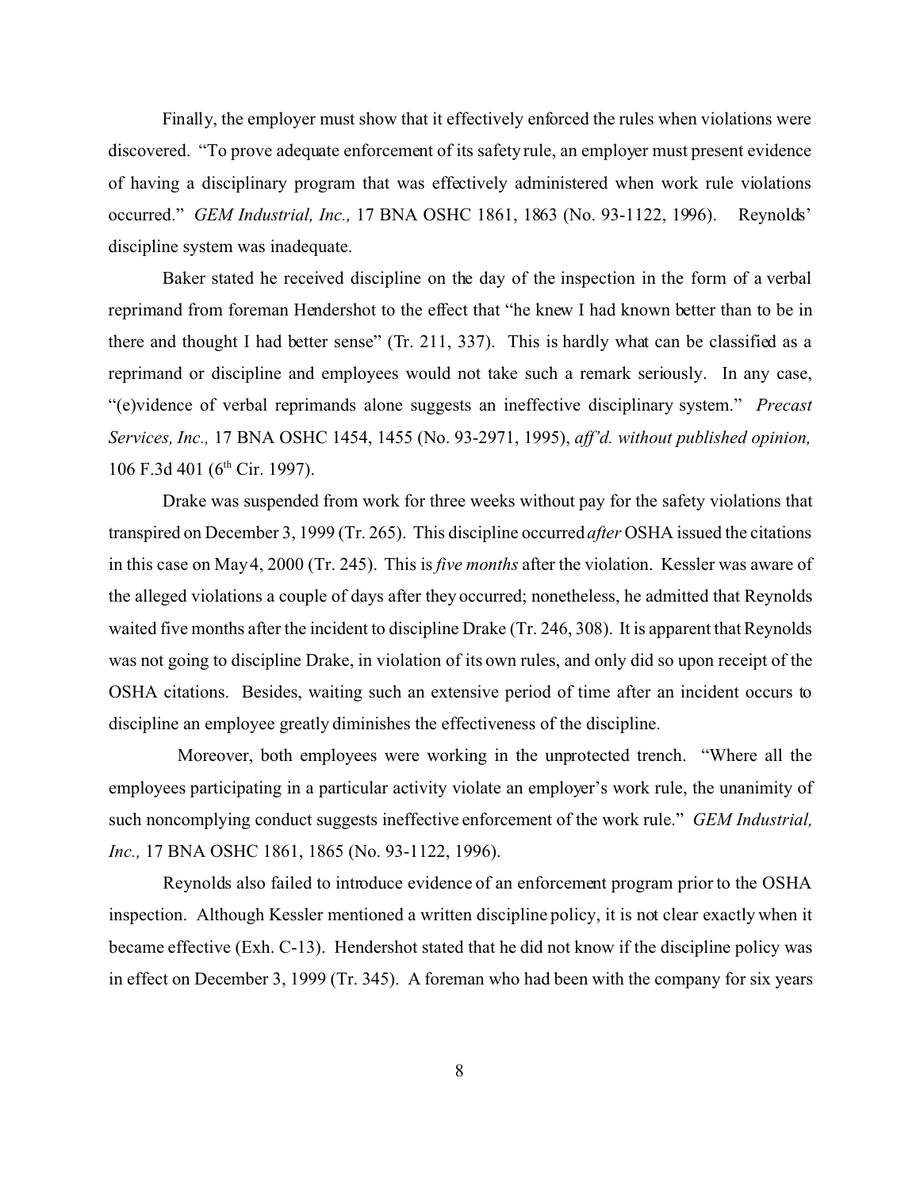Finally, the employer must show that it effectively enforced the rules when violations were discovered. "To prove adequate enforcement of its safety rule, an employer must present evidence of having a disciplinary program that was effectively administered when work rule violations occurred." *GEM Industrial, Inc.,* 17 BNA OSHC 1861, 1863 (No. 93-1122, 1996). Reynolds' discipline system was inadequate.

Baker stated he received discipline on the day of the inspection in the form of a verbal reprimand from foreman Hendershot to the effect that "he knew I had known better than to be in there and thought I had better sense" (Tr. 211, 337). This is hardly what can be classified as a reprimand or discipline and employees would not take such a remark seriously. In any case, "(e)vidence of verbal reprimands alone suggests an ineffective disciplinary system." *Precast Services, Inc.,* 17 BNA OSHC 1454, 1455 (No. 93-2971, 1995), *aff'd. without published opinion,* 106 F.3d 401 (6th Cir. 1997).

Drake was suspended from work for three weeks without pay for the safety violations that transpired on December 3, 1999 (Tr. 265). This discipline occurred *after* OSHA issued the citations in this case on May 4, 2000 (Tr. 245). This is *five months* after the violation. Kessler was aware of the alleged violations a couple of days after they occurred; nonetheless, he admitted that Reynolds waited five months after the incident to discipline Drake (Tr. 246, 308). It is apparent that Reynolds was not going to discipline Drake, in violation of its own rules, and only did so upon receipt of the OSHA citations. Besides, waiting such an extensive period of time after an incident occurs to discipline an employee greatly diminishes the effectiveness of the discipline.

Moreover, both employees were working in the unprotected trench. "Where all the employees participating in a particular activity violate an employer's work rule, the unanimity of such noncomplying conduct suggests ineffective enforcement of the work rule." *GEM Industrial, Inc.,* 17 BNA OSHC 1861, 1865 (No. 93-1122, 1996).

Reynolds also failed to introduce evidence of an enforcement program prior to the OSHA inspection. Although Kessler mentioned a written discipline policy, it is not clear exactly when it became effective (Exh. C-13). Hendershot stated that he did not know if the discipline policy was in effect on December 3, 1999 (Tr. 345). A foreman who had been with the company for six years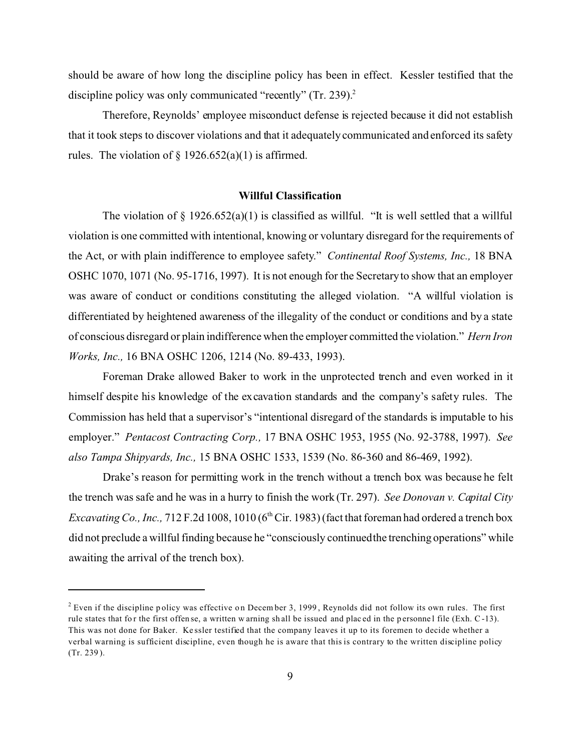should be aware of how long the discipline policy has been in effect. Kessler testified that the discipline policy was only communicated "recently" (Tr. 239).[2]

Therefore, Reynolds' employee misconduct defense is rejected because it did not establish that it took steps to discover violations and that it adequately communicated and enforced its safety rules. The violation of § 1926.652(a)(1) is affirmed.

### Willful Classification

The violation of § 1926.652(a)(1) is classified as willful. "It is well settled that a willful violation is one committed with intentional, knowing or voluntary disregard for the requirements of the Act, or with plain indifference to employee safety." *Continental Roof Systems, Inc.,* 18 BNA OSHC 1070, 1071 (No. 95-1716, 1997). It is not enough for the Secretary to show that an employer was aware of conduct or conditions constituting the alleged violation. "A willful violation is differentiated by heightened awareness of the illegality of the conduct or conditions and by a state of conscious disregard or plain indifference when the employer committed the violation." *Hern Iron Works, Inc.,* 16 BNA OSHC 1206, 1214 (No. 89-433, 1993).

Foreman Drake allowed Baker to work in the unprotected trench and even worked in it himself despite his knowledge of the excavation standards and the company's safety rules. The Commission has held that a supervisor's "intentional disregard of the standards is imputable to his employer." *Pentacost Contracting Corp.,* 17 BNA OSHC 1953, 1955 (No. 92-3788, 1997). *See also Tampa Shipyards, Inc.,* 15 BNA OSHC 1533, 1539 (No. 86-360 and 86-469, 1992).

Drake's reason for permitting work in the trench without a trench box was because he felt the trench was safe and he was in a hurry to finish the work (Tr. 297). *See Donovan v. Capital City Excavating Co., Inc.,* 712 F.2d 1008, 1010 (6th Cir. 1983) (fact that foreman had ordered a trench box did not preclude a willful finding because he "consciously continued the trenching operations" while awaiting the arrival of the trench box).

---

[2] Even if the discipline policy was effective on December 3, 1999, Reynolds did not follow its own rules. The first rule states that for the first offense, a written warning shall be issued and placed in the personnel file (Exh. C-13). This was not done for Baker. Kessler testified that the company leaves it up to its foremen to decide whether a verbal warning is sufficient discipline, even though he is aware that this is contrary to the written discipline policy (Tr. 239).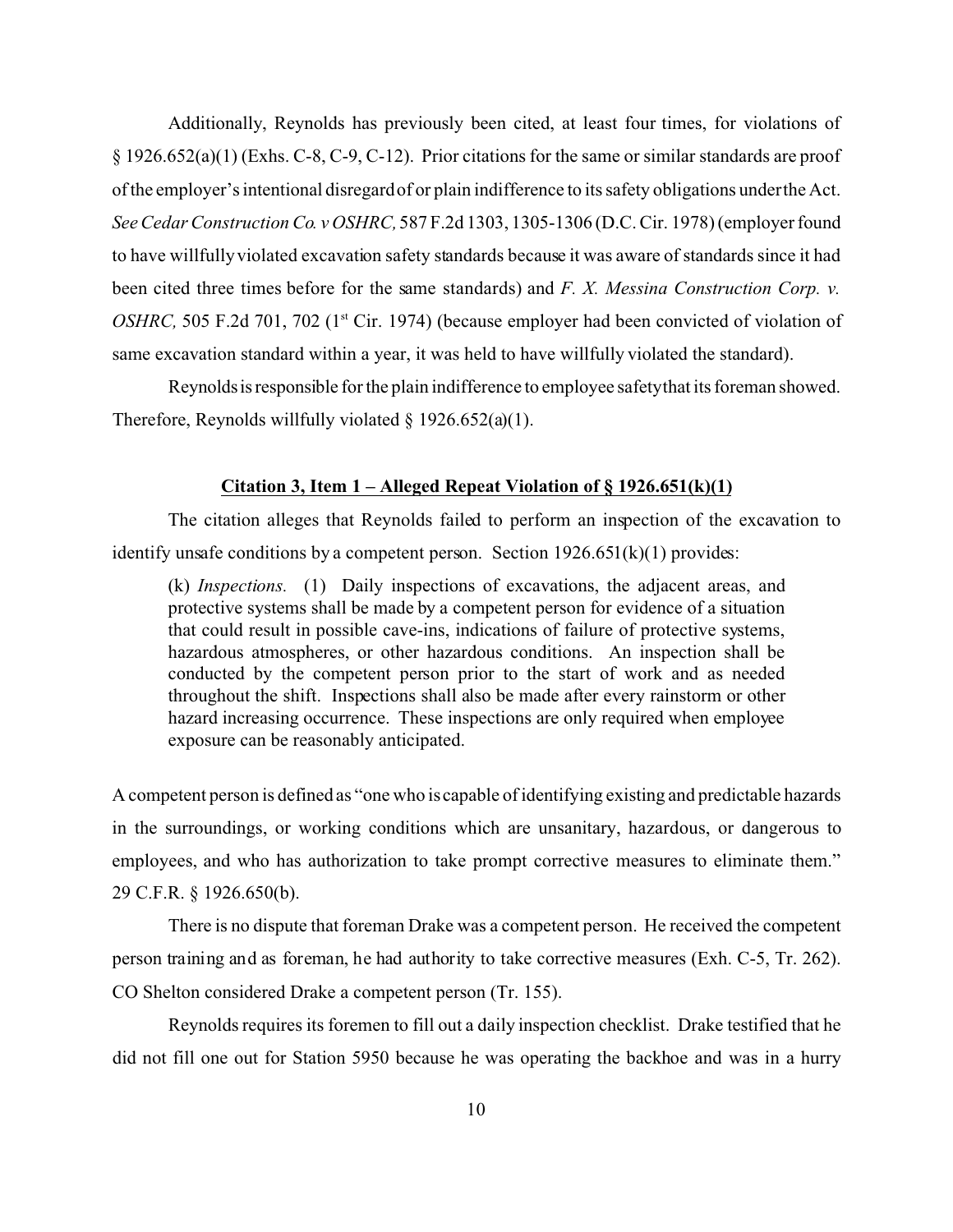Additionally, Reynolds has previously been cited, at least four times, for violations of § 1926.652(a)(1) (Exhs. C-8, C-9, C-12). Prior citations for the same or similar standards are proof of the employer's intentional disregard of or plain indifference to its safety obligations under the Act. *See Cedar Construction Co. v OSHRC,* 587 F.2d 1303, 1305-1306 (D.C. Cir. 1978) (employer found to have willfully violated excavation safety standards because it was aware of standards since it had been cited three times before for the same standards) and *F. X. Messina Construction Corp. v. OSHRC,* 505 F.2d 701, 702 (1st Cir. 1974) (because employer had been convicted of violation of same excavation standard within a year, it was held to have willfully violated the standard).

Reynolds is responsible for the plain indifference to employee safety that its foreman showed. Therefore, Reynolds willfully violated § 1926.652(a)(1).

**Citation 3, Item 1 – Alleged Repeat Violation of § 1926.651(k)(1)**

The citation alleges that Reynolds failed to perform an inspection of the excavation to identify unsafe conditions by a competent person. Section 1926.651(k)(1) provides:

> (k) *Inspections.* (1) Daily inspections of excavations, the adjacent areas, and protective systems shall be made by a competent person for evidence of a situation that could result in possible cave-ins, indications of failure of protective systems, hazardous atmospheres, or other hazardous conditions. An inspection shall be conducted by the competent person prior to the start of work and as needed throughout the shift. Inspections shall also be made after every rainstorm or other hazard increasing occurrence. These inspections are only required when employee exposure can be reasonably anticipated.

A competent person is defined as "one who is capable of identifying existing and predictable hazards in the surroundings, or working conditions which are unsanitary, hazardous, or dangerous to employees, and who has authorization to take prompt corrective measures to eliminate them." 29 C.F.R. § 1926.650(b).

There is no dispute that foreman Drake was a competent person. He received the competent person training and as foreman, he had authority to take corrective measures (Exh. C-5, Tr. 262). CO Shelton considered Drake a competent person (Tr. 155).

Reynolds requires its foremen to fill out a daily inspection checklist. Drake testified that he did not fill one out for Station 5950 because he was operating the backhoe and was in a hurry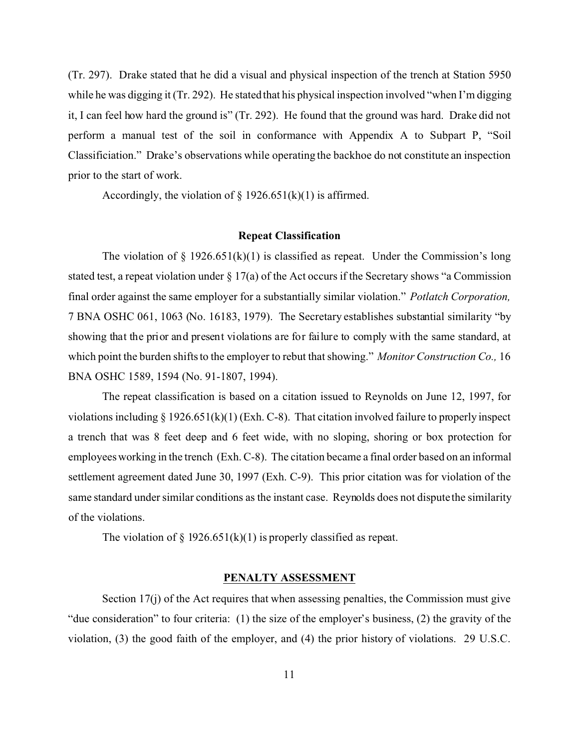(Tr. 297). Drake stated that he did a visual and physical inspection of the trench at Station 5950 while he was digging it (Tr. 292). He stated that his physical inspection involved "when I'm digging it, I can feel how hard the ground is" (Tr. 292). He found that the ground was hard. Drake did not perform a manual test of the soil in conformance with Appendix A to Subpart P, "Soil Classificiation." Drake's observations while operating the backhoe do not constitute an inspection prior to the start of work.

Accordingly, the violation of § 1926.651(k)(1) is affirmed.

### Repeat Classification

The violation of § 1926.651(k)(1) is classified as repeat. Under the Commission's long stated test, a repeat violation under § 17(a) of the Act occurs if the Secretary shows "a Commission final order against the same employer for a substantially similar violation." *Potlatch Corporation,* 7 BNA OSHC 061, 1063 (No. 16183, 1979). The Secretary establishes substantial similarity "by showing that the prior and present violations are for failure to comply with the same standard, at which point the burden shifts to the employer to rebut that showing." *Monitor Construction Co.,* 16 BNA OSHC 1589, 1594 (No. 91-1807, 1994).

The repeat classification is based on a citation issued to Reynolds on June 12, 1997, for violations including § 1926.651(k)(1) (Exh. C-8). That citation involved failure to properly inspect a trench that was 8 feet deep and 6 feet wide, with no sloping, shoring or box protection for employees working in the trench (Exh. C-8). The citation became a final order based on an informal settlement agreement dated June 30, 1997 (Exh. C-9). This prior citation was for violation of the same standard under similar conditions as the instant case. Reynolds does not dispute the similarity of the violations.

The violation of § 1926.651(k)(1) is properly classified as repeat.

## PENALTY ASSESSMENT

Section 17(j) of the Act requires that when assessing penalties, the Commission must give "due consideration" to four criteria: (1) the size of the employer's business, (2) the gravity of the violation, (3) the good faith of the employer, and (4) the prior history of violations. 29 U.S.C.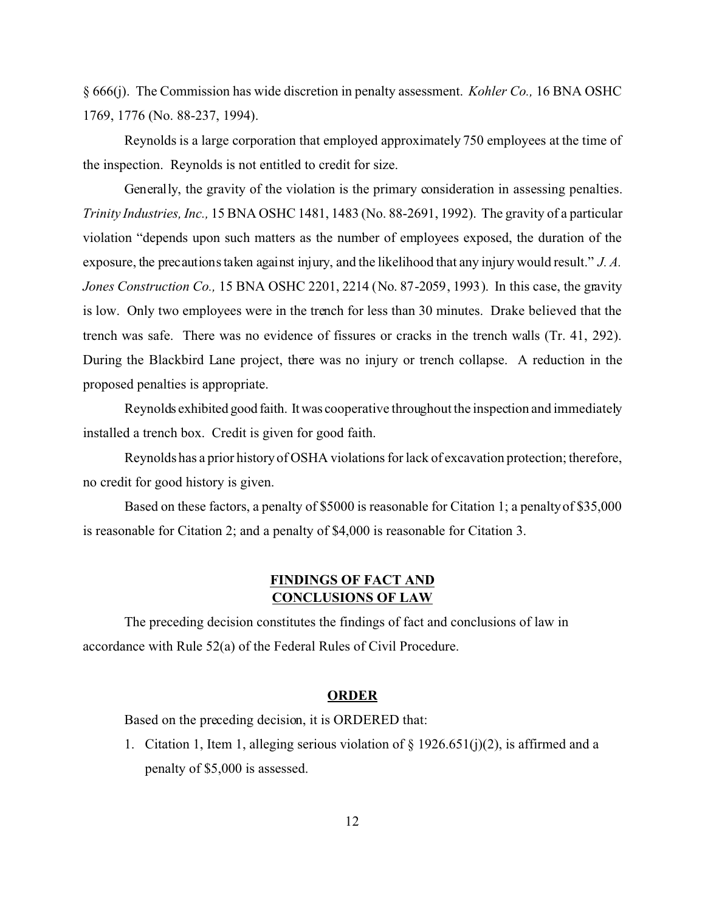§ 666(j). The Commission has wide discretion in penalty assessment. *Kohler Co.,* 16 BNA OSHC 1769, 1776 (No. 88-237, 1994).

Reynolds is a large corporation that employed approximately 750 employees at the time of the inspection. Reynolds is not entitled to credit for size.

Generally, the gravity of the violation is the primary consideration in assessing penalties. *Trinity Industries, Inc.,* 15 BNA OSHC 1481, 1483 (No. 88-2691, 1992). The gravity of a particular violation "depends upon such matters as the number of employees exposed, the duration of the exposure, the precautions taken against injury, and the likelihood that any injury would result." *J. A. Jones Construction Co.,* 15 BNA OSHC 2201, 2214 (No. 87-2059, 1993). In this case, the gravity is low. Only two employees were in the trench for less than 30 minutes. Drake believed that the trench was safe. There was no evidence of fissures or cracks in the trench walls (Tr. 41, 292). During the Blackbird Lane project, there was no injury or trench collapse. A reduction in the proposed penalties is appropriate.

Reynolds exhibited good faith. It was cooperative throughout the inspection and immediately installed a trench box. Credit is given for good faith.

Reynolds has a prior history of OSHA violations for lack of excavation protection; therefore, no credit for good history is given.

Based on these factors, a penalty of $5000 is reasonable for Citation 1; a penalty of $35,000 is reasonable for Citation 2; and a penalty of $4,000 is reasonable for Citation 3.

## FINDINGS OF FACT AND CONCLUSIONS OF LAW

The preceding decision constitutes the findings of fact and conclusions of law in accordance with Rule 52(a) of the Federal Rules of Civil Procedure.

## ORDER

Based on the preceding decision, it is ORDERED that:

1. Citation 1, Item 1, alleging serious violation of § 1926.651(j)(2), is affirmed and a penalty of $5,000 is assessed.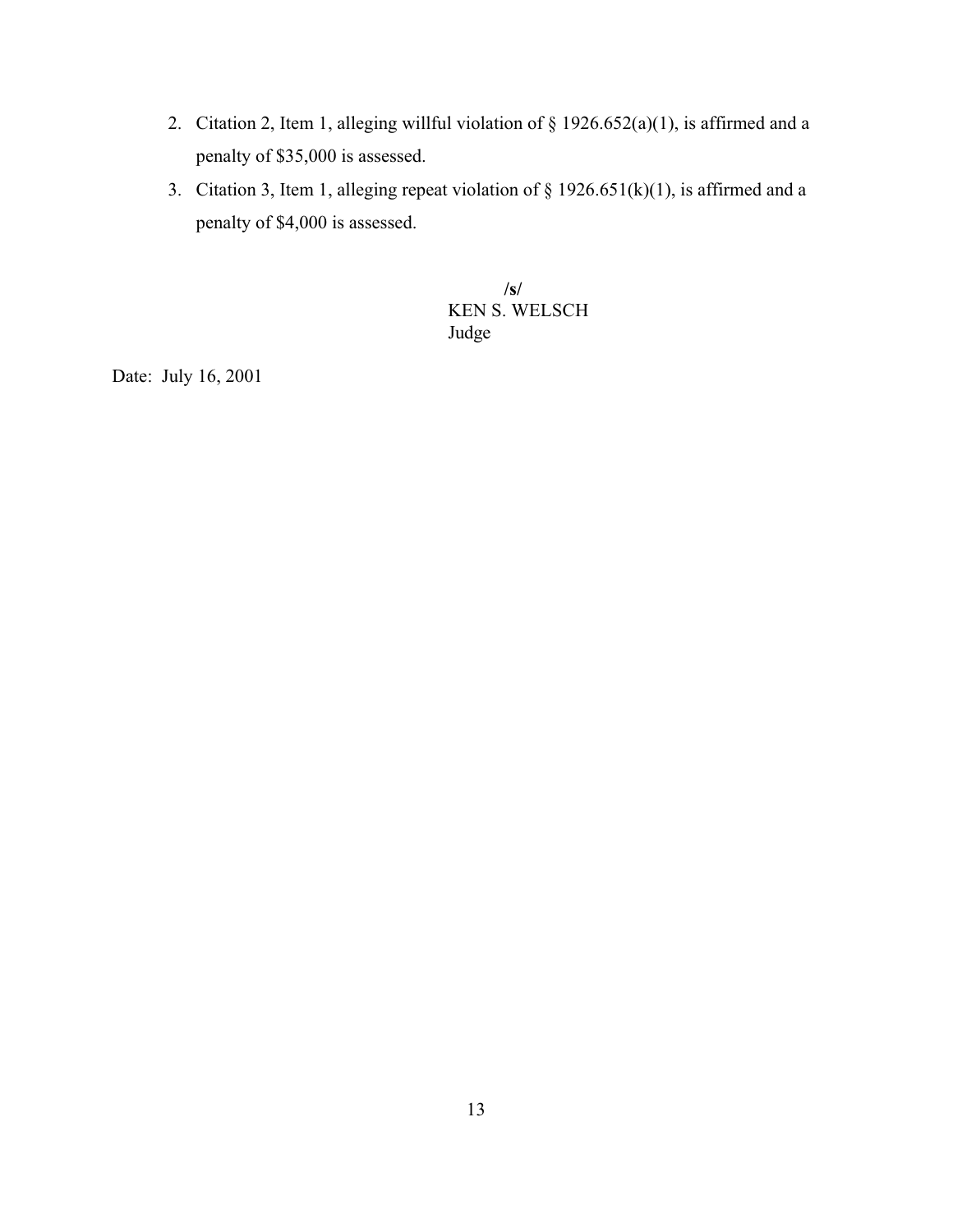2. Citation 2, Item 1, alleging willful violation of § 1926.652(a)(1), is affirmed and a penalty of $35,000 is assessed.
3. Citation 3, Item 1, alleging repeat violation of § 1926.651(k)(1), is affirmed and a penalty of $4,000 is assessed.

**/s/**
KEN S. WELSCH
Judge

Date: July 16, 2001